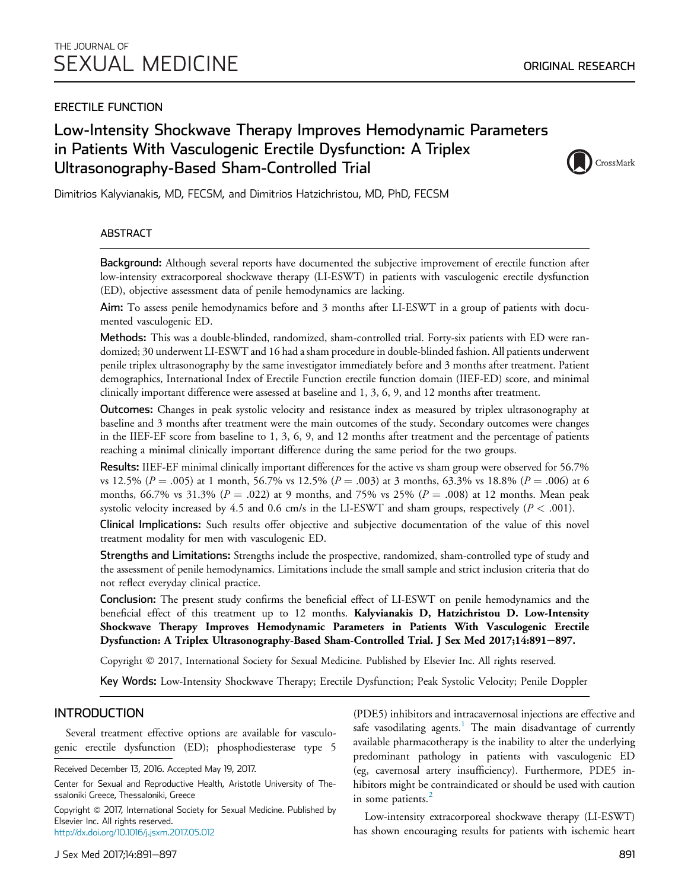THE JOURNAL OF SEXUAL MEDICINE

ORIGINAL RESEARCH

ERECTILE FUNCTION

# Low-Intensity Shockwave Therapy Improves Hemodynamic Parameters in Patients With Vasculogenic Erectile Dysfunction: A Triplex Ultrasonography-Based Sham-Controlled Trial

Dimitrios Kalyvianakis, MD, FECSM, and Dimitrios Hatzichristou, MD, PhD, FECSM

## ABSTRACT

**Background:** Although several reports have documented the subjective improvement of erectile function after low-intensity extracorporeal shockwave therapy (LI-ESWT) in patients with vasculogenic erectile dysfunction (ED), objective assessment data of penile hemodynamics are lacking.

**Aim:** To assess penile hemodynamics before and 3 months after LI-ESWT in a group of patients with documented vasculogenic ED.

**Methods:** This was a double-blinded, randomized, sham-controlled trial. Forty-six patients with ED were randomized; 30 underwent LI-ESWT and 16 had a sham procedure in double-blinded fashion. All patients underwent penile triplex ultrasonography by the same investigator immediately before and 3 months after treatment. Patient demographics, International Index of Erectile Function erectile function domain (IIEF-ED) score, and minimal clinically important difference were assessed at baseline and 1, 3, 6, 9, and 12 months after treatment.

**Outcomes:** Changes in peak systolic velocity and resistance index as measured by triplex ultrasonography at baseline and 3 months after treatment were the main outcomes of the study. Secondary outcomes were changes in the IIEF-EF score from baseline to 1, 3, 6, 9, and 12 months after treatment and the percentage of patients reaching a minimal clinically important difference during the same period for the two groups.

**Results:** IIEF-EF minimal clinically important differences for the active vs sham group were observed for 56.7% vs 12.5% ($P = .005$) at 1 month, 56.7% vs 12.5% ($P = .003$) at 3 months, 63.3% vs 18.8% ($P = .006$) at 6 months, 66.7% vs 31.3% ($P = .022$) at 9 months, and 75% vs 25% ($P = .008$) at 12 months. Mean peak systolic velocity increased by 4.5 and 0.6 cm/s in the LI-ESWT and sham groups, respectively ($P < .001$).

**Clinical Implications:** Such results offer objective and subjective documentation of the value of this novel treatment modality for men with vasculogenic ED.

**Strengths and Limitations:** Strengths include the prospective, randomized, sham-controlled type of study and the assessment of penile hemodynamics. Limitations include the small sample and strict inclusion criteria that do not reflect everyday clinical practice.

**Conclusion:** The present study confirms the beneficial effect of LI-ESWT on penile hemodynamics and the beneficial effect of this treatment up to 12 months. **Kalyvianakis D, Hatzichristou D. Low-Intensity Shockwave Therapy Improves Hemodynamic Parameters in Patients With Vasculogenic Erectile Dysfunction: A Triplex Ultrasonography-Based Sham-Controlled Trial. J Sex Med 2017;14:891–897.**

Copyright © 2017, International Society for Sexual Medicine. Published by Elsevier Inc. All rights reserved.

**Key Words:** Low-Intensity Shockwave Therapy; Erectile Dysfunction; Peak Systolic Velocity; Penile Doppler

## INTRODUCTION

Several treatment effective options are available for vasculogenic erectile dysfunction (ED); phosphodiesterase type 5 (PDE5) inhibitors and intracavernosal injections are effective and safe vasodilating agents.[1] The main disadvantage of currently available pharmacotherapy is the inability to alter the underlying predominant pathology in patients with vasculogenic ED (eg, cavernosal artery insufficiency). Furthermore, PDE5 inhibitors might be contraindicated or should be used with caution in some patients.[2]

Low-intensity extracorporeal shockwave therapy (LI-ESWT) has shown encouraging results for patients with ischemic heart

Received December 13, 2016. Accepted May 19, 2017.

Center for Sexual and Reproductive Health, Aristotle University of Thessaloniki Greece, Thessaloniki, Greece

Copyright © 2017, International Society for Sexual Medicine. Published by Elsevier Inc. All rights reserved.
http://dx.doi.org/10.1016/j.jsxm.2017.05.012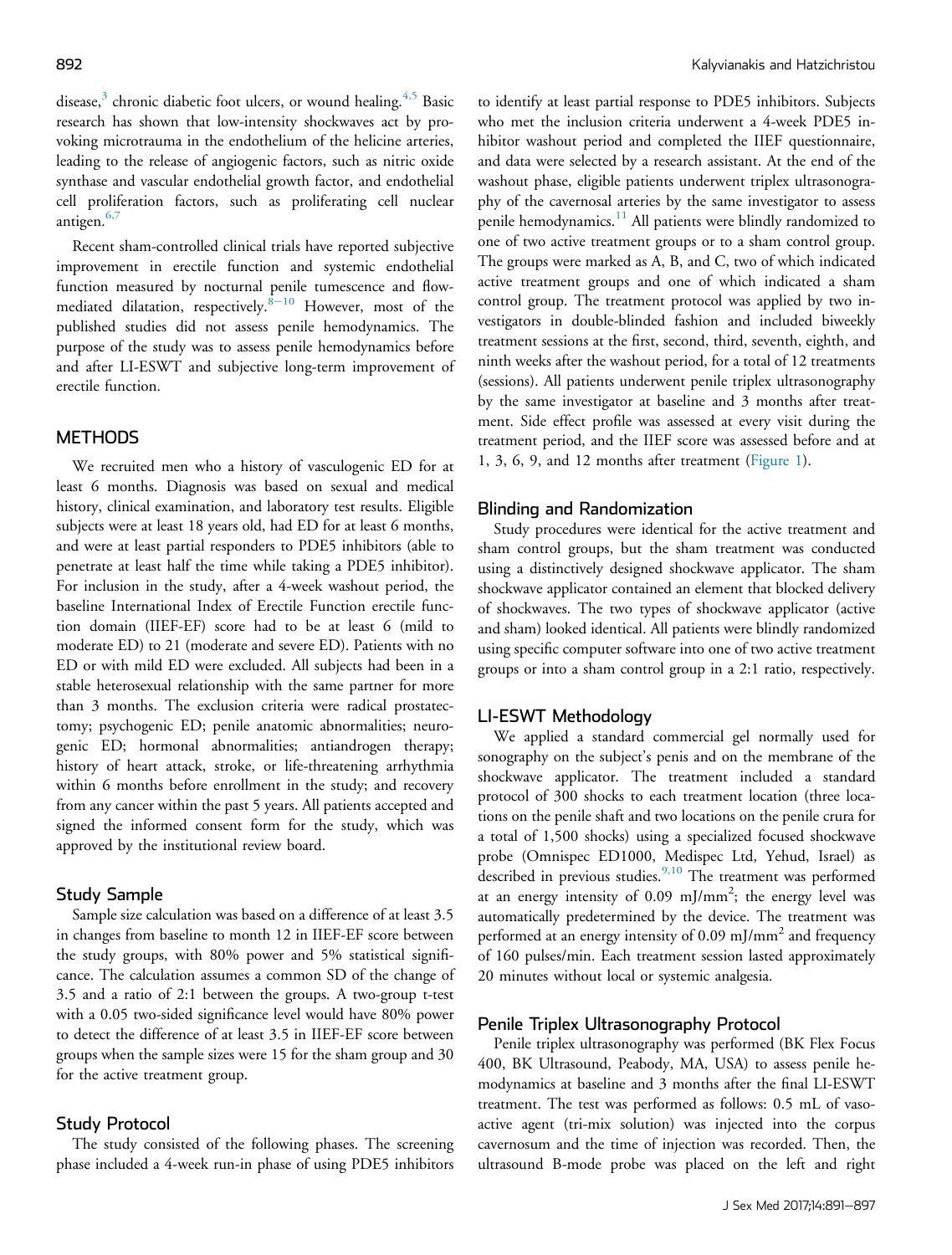disease,[3] chronic diabetic foot ulcers, or wound healing.[4,5] Basic research has shown that low-intensity shockwaves act by provoking microtrauma in the endothelium of the helicine arteries, leading to the release of angiogenic factors, such as nitric oxide synthase and vascular endothelial growth factor, and endothelial cell proliferation factors, such as proliferating cell nuclear antigen.[6,7]

Recent sham-controlled clinical trials have reported subjective improvement in erectile function and systemic endothelial function measured by nocturnal penile tumescence and flow-mediated dilatation, respectively.[8–10] However, most of the published studies did not assess penile hemodynamics. The purpose of the study was to assess penile hemodynamics before and after LI-ESWT and subjective long-term improvement of erectile function.

## METHODS

We recruited men who a history of vasculogenic ED for at least 6 months. Diagnosis was based on sexual and medical history, clinical examination, and laboratory test results. Eligible subjects were at least 18 years old, had ED for at least 6 months, and were at least partial responders to PDE5 inhibitors (able to penetrate at least half the time while taking a PDE5 inhibitor). For inclusion in the study, after a 4-week washout period, the baseline International Index of Erectile Function erectile function domain (IIEF-EF) score had to be at least 6 (mild to moderate ED) to 21 (moderate and severe ED). Patients with no ED or with mild ED were excluded. All subjects had been in a stable heterosexual relationship with the same partner for more than 3 months. The exclusion criteria were radical prostatectomy; psychogenic ED; penile anatomic abnormalities; neurogenic ED; hormonal abnormalities; antiandrogen therapy; history of heart attack, stroke, or life-threatening arrhythmia within 6 months before enrollment in the study; and recovery from any cancer within the past 5 years. All patients accepted and signed the informed consent form for the study, which was approved by the institutional review board.

### Study Sample

Sample size calculation was based on a difference of at least 3.5 in changes from baseline to month 12 in IIEF-EF score between the study groups, with 80% power and 5% statistical significance. The calculation assumes a common SD of the change of 3.5 and a ratio of 2:1 between the groups. A two-group t-test with a 0.05 two-sided significance level would have 80% power to detect the difference of at least 3.5 in IIEF-EF score between groups when the sample sizes were 15 for the sham group and 30 for the active treatment group.

### Study Protocol

The study consisted of the following phases. The screening phase included a 4-week run-in phase of using PDE5 inhibitors to identify at least partial response to PDE5 inhibitors. Subjects who met the inclusion criteria underwent a 4-week PDE5 inhibitor washout period and completed the IIEF questionnaire, and data were selected by a research assistant. At the end of the washout phase, eligible patients underwent triplex ultrasonography of the cavernosal arteries by the same investigator to assess penile hemodynamics.[11] All patients were blindly randomized to one of two active treatment groups or to a sham control group. The groups were marked as A, B, and C, two of which indicated active treatment groups and one of which indicated a sham control group. The treatment protocol was applied by two investigators in double-blinded fashion and included biweekly treatment sessions at the first, second, third, seventh, eighth, and ninth weeks after the washout period, for a total of 12 treatments (sessions). All patients underwent penile triplex ultrasonography by the same investigator at baseline and 3 months after treatment. Side effect profile was assessed at every visit during the treatment period, and the IIEF score was assessed before and at 1, 3, 6, 9, and 12 months after treatment (Figure 1).

### Blinding and Randomization

Study procedures were identical for the active treatment and sham control groups, but the sham treatment was conducted using a distinctively designed shockwave applicator. The sham shockwave applicator contained an element that blocked delivery of shockwaves. The two types of shockwave applicator (active and sham) looked identical. All patients were blindly randomized using specific computer software into one of two active treatment groups or into a sham control group in a 2:1 ratio, respectively.

### LI-ESWT Methodology

We applied a standard commercial gel normally used for sonography on the subject's penis and on the membrane of the shockwave applicator. The treatment included a standard protocol of 300 shocks to each treatment location (three locations on the penile shaft and two locations on the penile crura for a total of 1,500 shocks) using a specialized focused shockwave probe (Omnispec ED1000, Medispec Ltd, Yehud, Israel) as described in previous studies.[9,10] The treatment was performed at an energy intensity of 0.09 mJ/mm$^2$; the energy level was automatically predetermined by the device. The treatment was performed at an energy intensity of 0.09 mJ/mm$^2$ and frequency of 160 pulses/min. Each treatment session lasted approximately 20 minutes without local or systemic analgesia.

### Penile Triplex Ultrasonography Protocol

Penile triplex ultrasonography was performed (BK Flex Focus 400, BK Ultrasound, Peabody, MA, USA) to assess penile hemodynamics at baseline and 3 months after the final LI-ESWT treatment. The test was performed as follows: 0.5 mL of vasoactive agent (tri-mix solution) was injected into the corpus cavernosum and the time of injection was recorded. Then, the ultrasound B-mode probe was placed on the left and right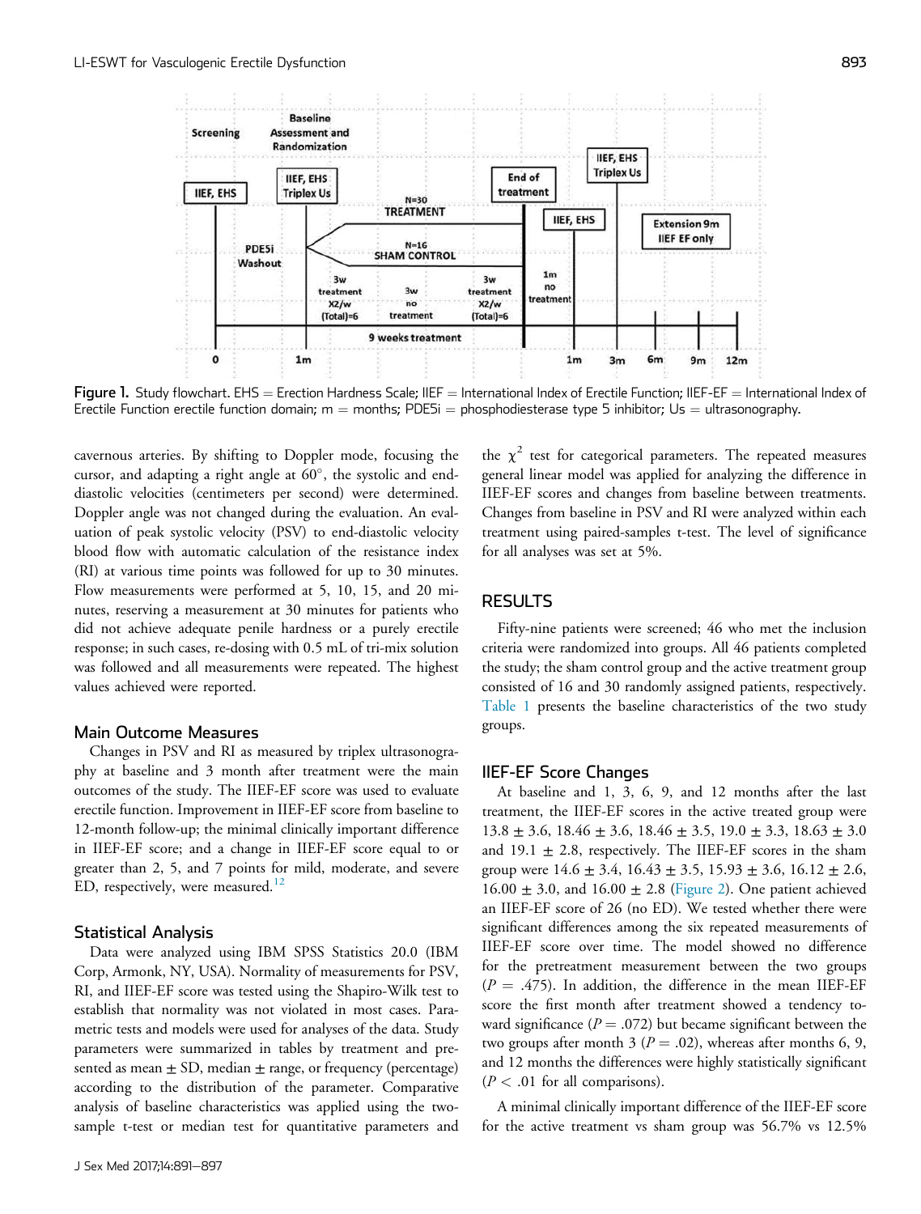Figure 1. Study flowchart. EHS = Erection Hardness Scale; IIEF = International Index of Erectile Function; IIEF-EF = International Index of Erectile Function erectile function domain; m = months; PDE5i = phosphodiesterase type 5 inhibitor; Us = ultrasonography.

cavernous arteries. By shifting to Doppler mode, focusing the cursor, and adapting a right angle at 60°, the systolic and end-diastolic velocities (centimeters per second) were determined. Doppler angle was not changed during the evaluation. An evaluation of peak systolic velocity (PSV) to end-diastolic velocity blood flow with automatic calculation of the resistance index (RI) at various time points was followed for up to 30 minutes. Flow measurements were performed at 5, 10, 15, and 20 minutes, reserving a measurement at 30 minutes for patients who did not achieve adequate penile hardness or a purely erectile response; in such cases, re-dosing with 0.5 mL of tri-mix solution was followed and all measurements were repeated. The highest values achieved were reported.

### Main Outcome Measures

Changes in PSV and RI as measured by triplex ultrasonography at baseline and 3 month after treatment were the main outcomes of the study. The IIEF-EF score was used to evaluate erectile function. Improvement in IIEF-EF score from baseline to 12-month follow-up; the minimal clinically important difference in IIEF-EF score; and a change in IIEF-EF score equal to or greater than 2, 5, and 7 points for mild, moderate, and severe ED, respectively, were measured.[12]

### Statistical Analysis

Data were analyzed using IBM SPSS Statistics 20.0 (IBM Corp, Armonk, NY, USA). Normality of measurements for PSV, RI, and IIEF-EF score was tested using the Shapiro-Wilk test to establish that normality was not violated in most cases. Parametric tests and models were used for analyses of the data. Study parameters were summarized in tables by treatment and presented as mean ± SD, median ± range, or frequency (percentage) according to the distribution of the parameter. Comparative analysis of baseline characteristics was applied using the two-sample t-test or median test for quantitative parameters and the $\chi^2$ test for categorical parameters. The repeated measures general linear model was applied for analyzing the difference in IIEF-EF scores and changes from baseline between treatments. Changes from baseline in PSV and RI were analyzed within each treatment using paired-samples t-test. The level of significance for all analyses was set at 5%.

## RESULTS

Fifty-nine patients were screened; 46 who met the inclusion criteria were randomized into groups. All 46 patients completed the study; the sham control group and the active treatment group consisted of 16 and 30 randomly assigned patients, respectively. Table 1 presents the baseline characteristics of the two study groups.

### IIEF-EF Score Changes

At baseline and 1, 3, 6, 9, and 12 months after the last treatment, the IIEF-EF scores in the active treated group were 13.8 ± 3.6, 18.46 ± 3.6, 18.46 ± 3.5, 19.0 ± 3.3, 18.63 ± 3.0 and 19.1 ± 2.8, respectively. The IIEF-EF scores in the sham group were 14.6 ± 3.4, 16.43 ± 3.5, 15.93 ± 3.6, 16.12 ± 2.6, 16.00 ± 3.0, and 16.00 ± 2.8 (Figure 2). One patient achieved an IIEF-EF score of 26 (no ED). We tested whether there were significant differences among the six repeated measurements of IIEF-EF score over time. The model showed no difference for the pretreatment measurement between the two groups ($P = .475$). In addition, the difference in the mean IIEF-EF score the first month after treatment showed a tendency toward significance ($P = .072$) but became significant between the two groups after month 3 ($P = .02$), whereas after months 6, 9, and 12 months the differences were highly statistically significant ($P < .01$ for all comparisons).

A minimal clinically important difference of the IIEF-EF score for the active treatment vs sham group was 56.7% vs 12.5%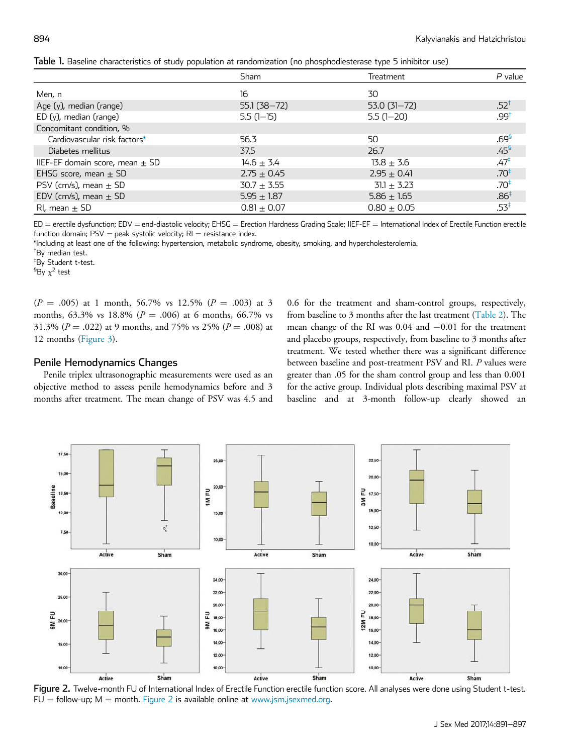**Table 1.** Baseline characteristics of study population at randomization (no phosphodiesterase type 5 inhibitor use)

| | Sham | Treatment | *P* value |
|---|---|---|---|
| Men, n | 16 | 30 | |
| Age (y), median (range) | 55.1 (38–72) | 53.0 (31–72) | .52[†] |
| ED (y), median (range) | 5.5 (1–15) | 5.5 (1–20) | .99[†] |
| Concomitant condition, % | | | |
| Cardiovascular risk factors* | 56.3 | 50 | .69[§] |
| Diabetes mellitus | 37.5 | 26.7 | .45[§] |
| IIEF-EF domain score, mean ± SD | 14.6 ± 3.4 | 13.8 ± 3.6 | .47[‡] |
| EHSG score, mean ± SD | 2.75 ± 0.45 | 2.95 ± 0.41 | .70[‡] |
| PSV (cm/s), mean ± SD | 30.7 ± 3.55 | 31.1 ± 3.23 | .70[‡] |
| EDV (cm/s), mean ± SD | 5.95 ± 1.87 | 5.86 ± 1.65 | .86[‡] |
| RI, mean ± SD | 0.81 ± 0.07 | 0.80 ± 0.05 | .53[‡] |

ED = erectile dysfunction; EDV = end-diastolic velocity; EHSG = Erection Hardness Grading Scale; IIEF-EF = International Index of Erectile Function erectile function domain; PSV = peak systolic velocity; RI = resistance index.

*Including at least one of the following: hypertension, metabolic syndrome, obesity, smoking, and hypercholesterolemia.

[†]By median test.

[‡]By Student t-test.

[§]By $\chi^2$ test

($P$ = .005) at 1 month, 56.7% vs 12.5% ($P$ = .003) at 3 months, 63.3% vs 18.8% ($P$ = .006) at 6 months, 66.7% vs 31.3% ($P$ = .022) at 9 months, and 75% vs 25% ($P$ = .008) at 12 months (Figure 3).

## Penile Hemodynamics Changes

Penile triplex ultrasonographic measurements were used as an objective method to assess penile hemodynamics before and 3 months after treatment. The mean change of PSV was 4.5 and 0.6 for the treatment and sham-control groups, respectively, from baseline to 3 months after the last treatment (Table 2). The mean change of the RI was 0.04 and −0.01 for the treatment and placebo groups, respectively, from baseline to 3 months after treatment. We tested whether there was a significant difference between baseline and post-treatment PSV and RI. $P$ values were greater than .05 for the sham control group and less than 0.001 for the active group. Individual plots describing maximal PSV at baseline and at 3-month follow-up clearly showed an

**Figure 2.** Twelve-month FU of International Index of Erectile Function erectile function score. All analyses were done using Student t-test. FU = follow-up; M = month. Figure 2 is available online at www.jsm.jsexmed.org.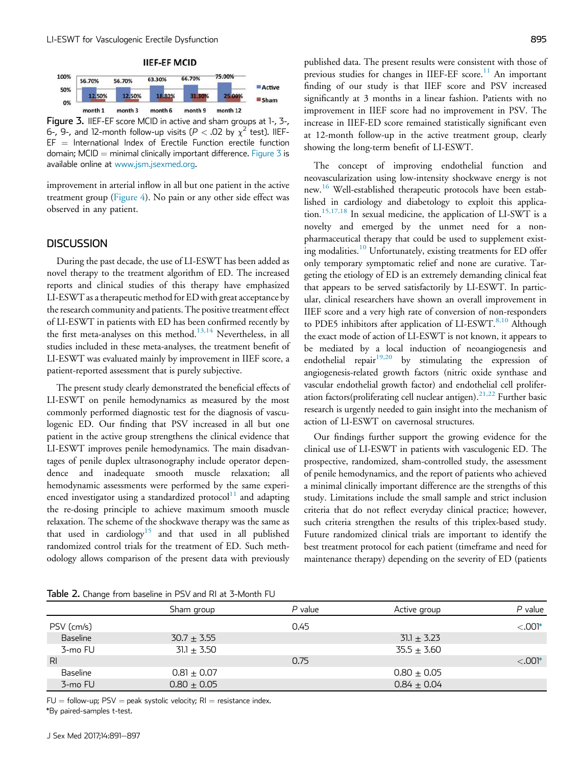Figure 3. IIEF-EF score MCID in active and sham groups at 1-, 3-, 6-, 9-, and 12-month follow-up visits ($P < .02$ by $\chi^2$ test). IIEF-EF = International Index of Erectile Function erectile function domain; MCID = minimal clinically important difference. Figure 3 is available online at www.jsm.jsexmed.org.

improvement in arterial inflow in all but one patient in the active treatment group (Figure 4). No pain or any other side effect was observed in any patient.

## DISCUSSION

During the past decade, the use of LI-ESWT has been added as novel therapy to the treatment algorithm of ED. The increased reports and clinical studies of this therapy have emphasized LI-ESWT as a therapeutic method for ED with great acceptance by the research community and patients. The positive treatment effect of LI-ESWT in patients with ED has been confirmed recently by the first meta-analyses on this method.[13,14] Nevertheless, in all studies included in these meta-analyses, the treatment benefit of LI-ESWT was evaluated mainly by improvement in IIEF score, a patient-reported assessment that is purely subjective.

The present study clearly demonstrated the beneficial effects of LI-ESWT on penile hemodynamics as measured by the most commonly performed diagnostic test for the diagnosis of vasculogenic ED. Our finding that PSV increased in all but one patient in the active group strengthens the clinical evidence that LI-ESWT improves penile hemodynamics. The main disadvantages of penile duplex ultrasonography include operator dependence and inadequate smooth muscle relaxation; all hemodynamic assessments were performed by the same experienced investigator using a standardized protocol[11] and adapting the re-dosing principle to achieve maximum smooth muscle relaxation. The scheme of the shockwave therapy was the same as that used in cardiology[15] and that used in all published randomized control trials for the treatment of ED. Such methodology allows comparison of the present data with previously published data. The present results were consistent with those of previous studies for changes in IIEF-EF score.[11] An important finding of our study is that IIEF score and PSV increased significantly at 3 months in a linear fashion. Patients with no improvement in IIEF score had no improvement in PSV. The increase in IIEF-ED score remained statistically significant even at 12-month follow-up in the active treatment group, clearly showing the long-term benefit of LI-ESWT.

The concept of improving endothelial function and neovascularization using low-intensity shockwave energy is not new.[16] Well-established therapeutic protocols have been established in cardiology and diabetology to exploit this application.[15,17,18] In sexual medicine, the application of LI-SWT is a novelty and emerged by the unmet need for a non-pharmaceutical therapy that could be used to supplement existing modalities.[10] Unfortunately, existing treatments for ED offer only temporary symptomatic relief and none are curative. Targeting the etiology of ED is an extremely demanding clinical feat that appears to be served satisfactorily by LI-ESWT. In particular, clinical researchers have shown an overall improvement in IIEF score and a very high rate of conversion of non-responders to PDE5 inhibitors after application of LI-ESWT.[8,10] Although the exact mode of action of LI-ESWT is not known, it appears to be mediated by a local induction of neoangiogenesis and endothelial repair[19,20] by stimulating the expression of angiogenesis-related growth factors (nitric oxide synthase and vascular endothelial growth factor) and endothelial cell proliferation factors(proliferating cell nuclear antigen).[21,22] Further basic research is urgently needed to gain insight into the mechanism of action of LI-ESWT on cavernosal structures.

Our findings further support the growing evidence for the clinical use of LI-ESWT in patients with vasculogenic ED. The prospective, randomized, sham-controlled study, the assessment of penile hemodynamics, and the report of patients who achieved a minimal clinically important difference are the strengths of this study. Limitations include the small sample and strict inclusion criteria that do not reflect everyday clinical practice; however, such criteria strengthen the results of this triplex-based study. Future randomized clinical trials are important to identify the best treatment protocol for each patient (timeframe and need for maintenance therapy) depending on the severity of ED (patients

Table 2. Change from baseline in PSV and RI at 3-Month FU

| | Sham group | *P* value | Active group | *P* value |
|---|---|---|---|---|
| PSV (cm/s) | | 0.45 | | <.001* |
| Baseline | 30.7 ± 3.55 | | 31.1 ± 3.23 | |
| 3-mo FU | 31.1 ± 3.50 | | 35.5 ± 3.60 | |
| RI | | 0.75 | | <.001* |
| Baseline | 0.81 ± 0.07 | | 0.80 ± 0.05 | |
| 3-mo FU | 0.80 ± 0.05 | | 0.84 ± 0.04 | |

FU = follow-up; PSV = peak systolic velocity; RI = resistance index.
*By paired-samples t-test.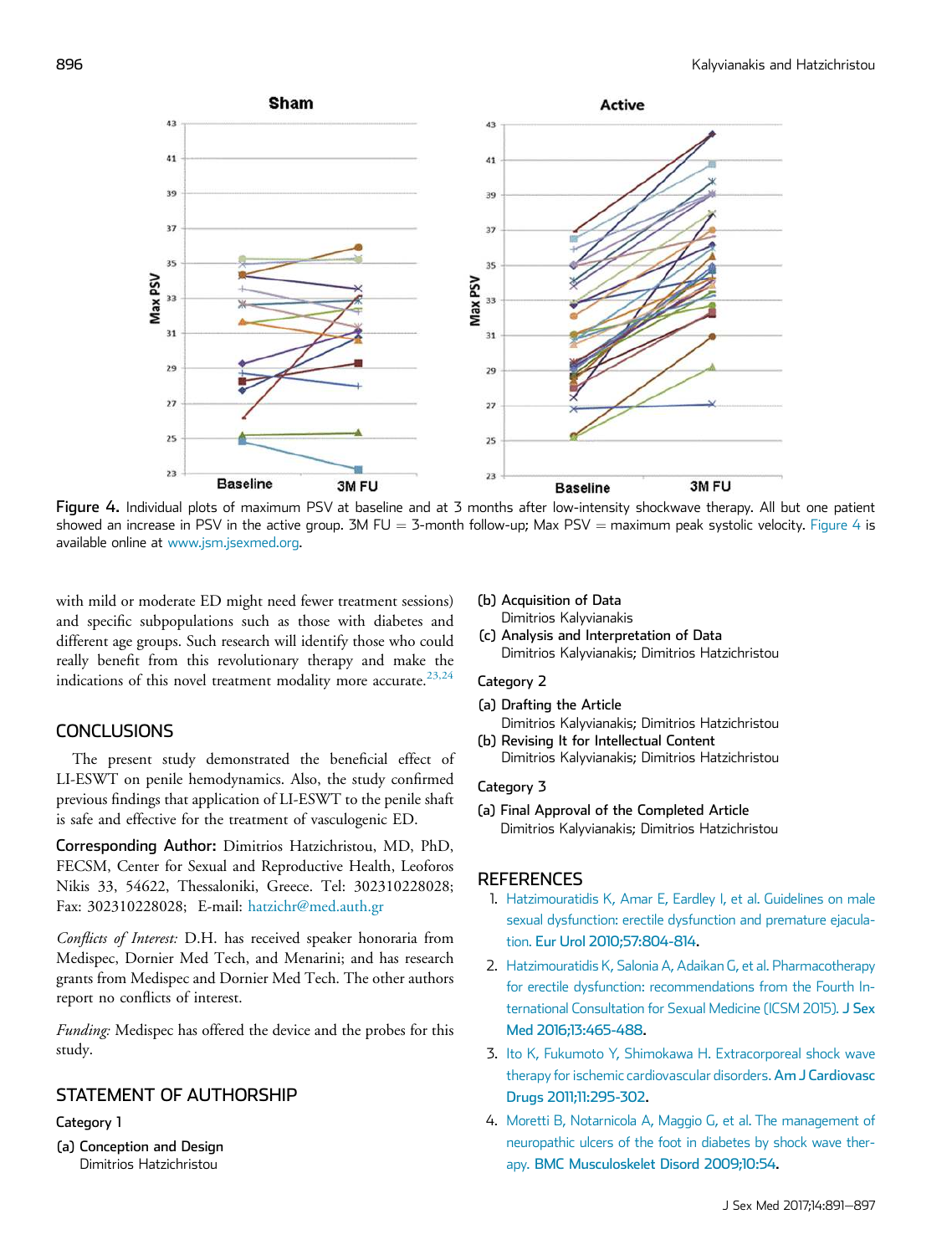Figure 4. Individual plots of maximum PSV at baseline and at 3 months after low-intensity shockwave therapy. All but one patient showed an increase in PSV in the active group. 3M FU = 3-month follow-up; Max PSV = maximum peak systolic velocity. Figure 4 is available online at www.jsm.jsexmed.org.

with mild or moderate ED might need fewer treatment sessions) and specific subpopulations such as those with diabetes and different age groups. Such research will identify those who could really benefit from this revolutionary therapy and make the indications of this novel treatment modality more accurate.[23,24]

## CONCLUSIONS

The present study demonstrated the beneficial effect of LI-ESWT on penile hemodynamics. Also, the study confirmed previous findings that application of LI-ESWT to the penile shaft is safe and effective for the treatment of vasculogenic ED.

**Corresponding Author:** Dimitrios Hatzichristou, MD, PhD, FECSM, Center for Sexual and Reproductive Health, Leoforos Nikis 33, 54622, Thessaloniki, Greece. Tel: 302310228028; Fax: 302310228028; E-mail: hatzichr@med.auth.gr

*Conflicts of Interest:* D.H. has received speaker honoraria from Medispec, Dornier Med Tech, and Menarini; and has research grants from Medispec and Dornier Med Tech. The other authors report no conflicts of interest.

*Funding:* Medispec has offered the device and the probes for this study.

## STATEMENT OF AUTHORSHIP

**Category 1**

(a) Conception and Design
Dimitrios Hatzichristou

(b) Acquisition of Data
Dimitrios Kalyvianakis

(c) Analysis and Interpretation of Data
Dimitrios Kalyvianakis; Dimitrios Hatzichristou

**Category 2**

(a) Drafting the Article
Dimitrios Kalyvianakis; Dimitrios Hatzichristou

(b) Revising It for Intellectual Content
Dimitrios Kalyvianakis; Dimitrios Hatzichristou

**Category 3**

(a) Final Approval of the Completed Article
Dimitrios Kalyvianakis; Dimitrios Hatzichristou

## REFERENCES

1. Hatzimouratidis K, Amar E, Eardley I, et al. Guidelines on male sexual dysfunction: erectile dysfunction and premature ejaculation. Eur Urol 2010;57:804-814.
2. Hatzimouratidis K, Salonia A, Adaikan G, et al. Pharmacotherapy for erectile dysfunction: recommendations from the Fourth International Consultation for Sexual Medicine (ICSM 2015). J Sex Med 2016;13:465-488.
3. Ito K, Fukumoto Y, Shimokawa H. Extracorporeal shock wave therapy for ischemic cardiovascular disorders. Am J Cardiovasc Drugs 2011;11:295-302.
4. Moretti B, Notarnicola A, Maggio G, et al. The management of neuropathic ulcers of the foot in diabetes by shock wave therapy. BMC Musculoskelet Disord 2009;10:54.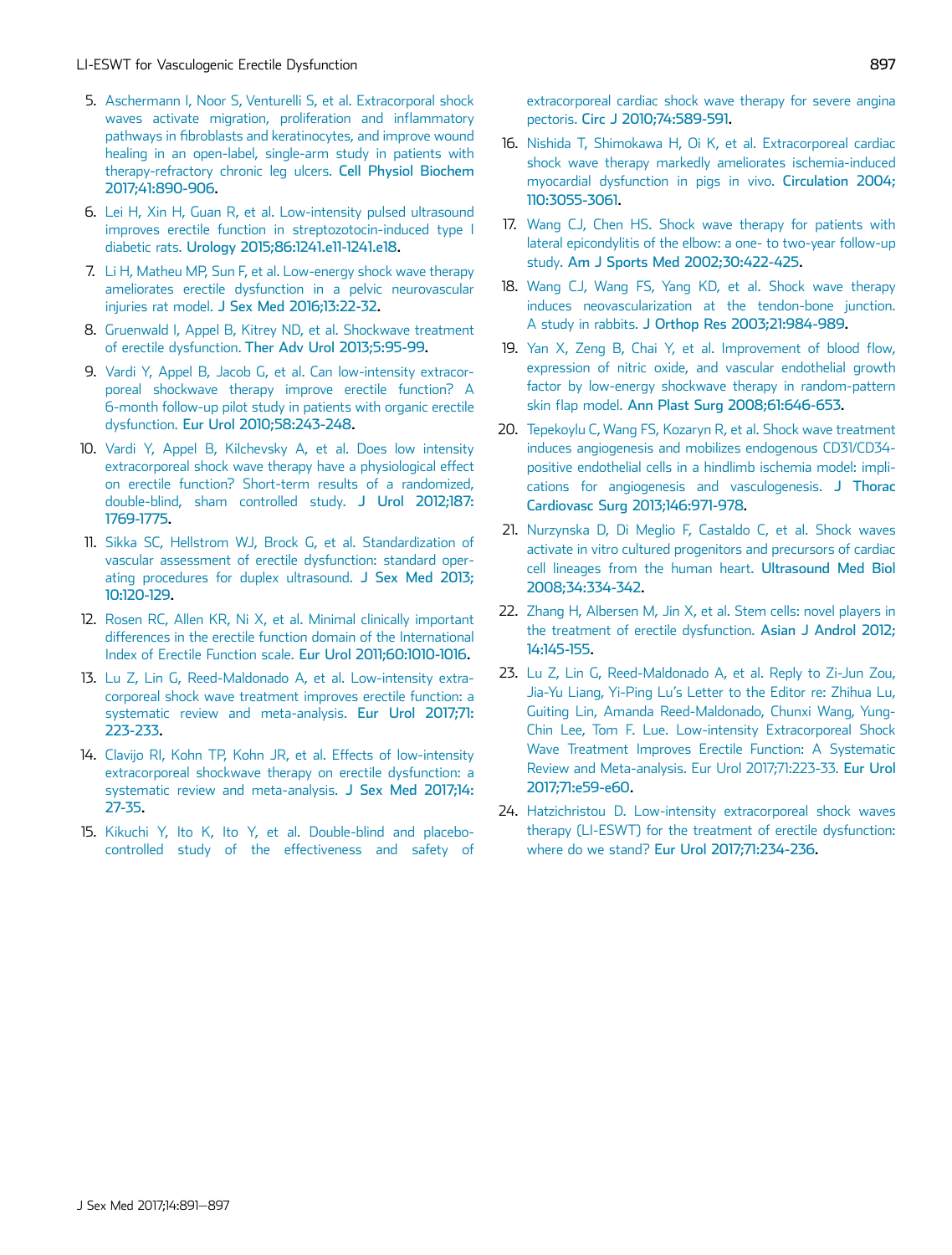5. Aschermann I, Noor S, Venturelli S, et al. Extracorporal shock waves activate migration, proliferation and inflammatory pathways in fibroblasts and keratinocytes, and improve wound healing in an open-label, single-arm study in patients with therapy-refractory chronic leg ulcers. Cell Physiol Biochem 2017;41:890-906.
6. Lei H, Xin H, Guan R, et al. Low-intensity pulsed ultrasound improves erectile function in streptozotocin-induced type I diabetic rats. Urology 2015;86:1241.e11-1241.e18.
7. Li H, Matheu MP, Sun F, et al. Low-energy shock wave therapy ameliorates erectile dysfunction in a pelvic neurovascular injuries rat model. J Sex Med 2016;13:22-32.
8. Gruenwald I, Appel B, Kitrey ND, et al. Shockwave treatment of erectile dysfunction. Ther Adv Urol 2013;5:95-99.
9. Vardi Y, Appel B, Jacob G, et al. Can low-intensity extracorporeal shockwave therapy improve erectile function? A 6-month follow-up pilot study in patients with organic erectile dysfunction. Eur Urol 2010;58:243-248.
10. Vardi Y, Appel B, Kilchevsky A, et al. Does low intensity extracorporeal shock wave therapy have a physiological effect on erectile function? Short-term results of a randomized, double-blind, sham controlled study. J Urol 2012;187:1769-1775.
11. Sikka SC, Hellstrom WJ, Brock G, et al. Standardization of vascular assessment of erectile dysfunction: standard operating procedures for duplex ultrasound. J Sex Med 2013;10:120-129.
12. Rosen RC, Allen KR, Ni X, et al. Minimal clinically important differences in the erectile function domain of the International Index of Erectile Function scale. Eur Urol 2011;60:1010-1016.
13. Lu Z, Lin G, Reed-Maldonado A, et al. Low-intensity extracorporeal shock wave treatment improves erectile function: a systematic review and meta-analysis. Eur Urol 2017;71:223-233.
14. Clavijo RI, Kohn TP, Kohn JR, et al. Effects of low-intensity extracorporeal shockwave therapy on erectile dysfunction: a systematic review and meta-analysis. J Sex Med 2017;14:27-35.
15. Kikuchi Y, Ito K, Ito Y, et al. Double-blind and placebo-controlled study of the effectiveness and safety of extracorporeal cardiac shock wave therapy for severe angina pectoris. Circ J 2010;74:589-591.
16. Nishida T, Shimokawa H, Oi K, et al. Extracorporeal cardiac shock wave therapy markedly ameliorates ischemia-induced myocardial dysfunction in pigs in vivo. Circulation 2004;110:3055-3061.
17. Wang CJ, Chen HS. Shock wave therapy for patients with lateral epicondylitis of the elbow: a one- to two-year follow-up study. Am J Sports Med 2002;30:422-425.
18. Wang CJ, Wang FS, Yang KD, et al. Shock wave therapy induces neovascularization at the tendon-bone junction. A study in rabbits. J Orthop Res 2003;21:984-989.
19. Yan X, Zeng B, Chai Y, et al. Improvement of blood flow, expression of nitric oxide, and vascular endothelial growth factor by low-energy shockwave therapy in random-pattern skin flap model. Ann Plast Surg 2008;61:646-653.
20. Tepekoylu C, Wang FS, Kozaryn R, et al. Shock wave treatment induces angiogenesis and mobilizes endogenous CD31/CD34-positive endothelial cells in a hindlimb ischemia model: implications for angiogenesis and vasculogenesis. J Thorac Cardiovasc Surg 2013;146:971-978.
21. Nurzynska D, Di Meglio F, Castaldo C, et al. Shock waves activate in vitro cultured progenitors and precursors of cardiac cell lineages from the human heart. Ultrasound Med Biol 2008;34:334-342.
22. Zhang H, Albersen M, Jin X, et al. Stem cells: novel players in the treatment of erectile dysfunction. Asian J Androl 2012;14:145-155.
23. Lu Z, Lin G, Reed-Maldonado A, et al. Reply to Zi-Jun Zou, Jia-Yu Liang, Yi-Ping Lu's Letter to the Editor re: Zhihua Lu, Guiting Lin, Amanda Reed-Maldonado, Chunxi Wang, Yung-Chin Lee, Tom F. Lue. Low-intensity Extracorporeal Shock Wave Treatment Improves Erectile Function: A Systematic Review and Meta-analysis. Eur Urol 2017;71:223-33. Eur Urol 2017;71:e59-e60.
24. Hatzichristou D. Low-intensity extracorporeal shock waves therapy (LI-ESWT) for the treatment of erectile dysfunction: where do we stand? Eur Urol 2017;71:234-236.